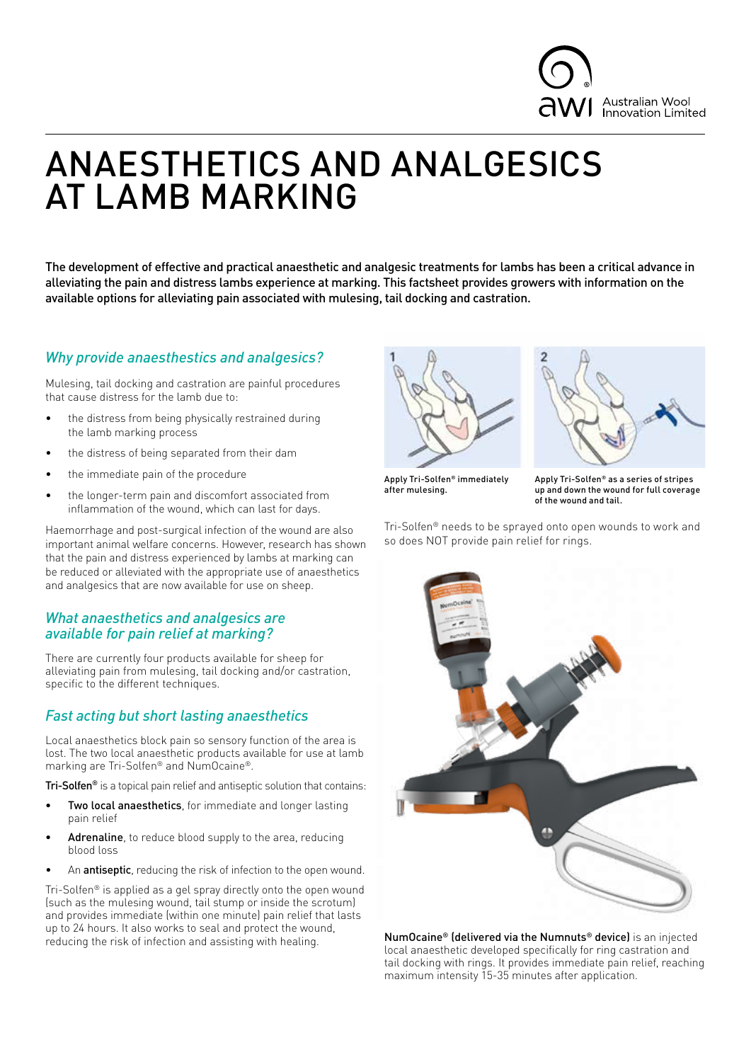# ANAESTHETICS AND ANALGESICS AT LAMB MARKING

**The development of effective and practical anaesthetic and analgesic treatments for lambs has been a critical advance in alleviating the pain and distress lambs experience at marking. This factsheet provides growers with information on the available options for alleviating pain associated with mulesing, tail docking and castration.**

## *Why provide anaesthetics and analgesics?*

Mulesing, tail docking and castration are painful procedures that cause distress for the lamb due to:

- the distress from being physically restrained during the lamb marking process
- the distress of being separated from their dam
- the immediate pain of the procedure
- the longer-term pain and discomfort associated from inflammation of the wound, which can last for days.

Haemorrhage and post-surgical infection of the wound are also important animal welfare concerns. However, research has shown that the pain and distress experienced by lambs at marking can be reduced or alleviated with the appropriate use of anaesthetics and analgesics that are now available for use on sheep.

## *What anaesthetics and analgesics are available for pain relief at marking?*

There are currently four products available for sheep for alleviating pain from mulesing, tail docking and/or castration, specific to the different techniques.

## *Fast acting but short lasting anaesthetics*

Local anaesthetics block pain so sensory function of the area is lost. The two local anaesthetic products available for use at lamb marking are Tri-Solfen® and NumOcaine®.

**Tri-Solfen®** is a topical pain relief and antiseptic solution that contains:

- **Two local anaesthetics**, for immediate and longer lasting pain relief
- **Adrenaline**, to reduce blood supply to the area, reducing blood loss
- An **antiseptic**, reducing the risk of infection to the open wound.

Tri-Solfen® is applied as a gel spray directly onto the open wound (such as the mulesing wound, tail stump or inside the scrotum) and provides immediate (within one minute) pain relief that lasts up to 24 hours. It also works to seal and protect the wound, reducing the risk of infection and assisting with healing.

1. Apply Tri-Solfen® immediately after mulesing.

2. Apply Tri-Solfen® as a series of stripes up and down the wound for full coverage of the wound and tail.

Tri-Solfen® needs to be sprayed onto open wounds to work and so does NOT provide pain relief for rings.

**NumOcaine® (delivered via the Numnuts® device)** is an injected local anaesthetic developed specifically for ring castration and tail docking with rings. It provides immediate pain relief, reaching maximum intensity 15-35 minutes after application.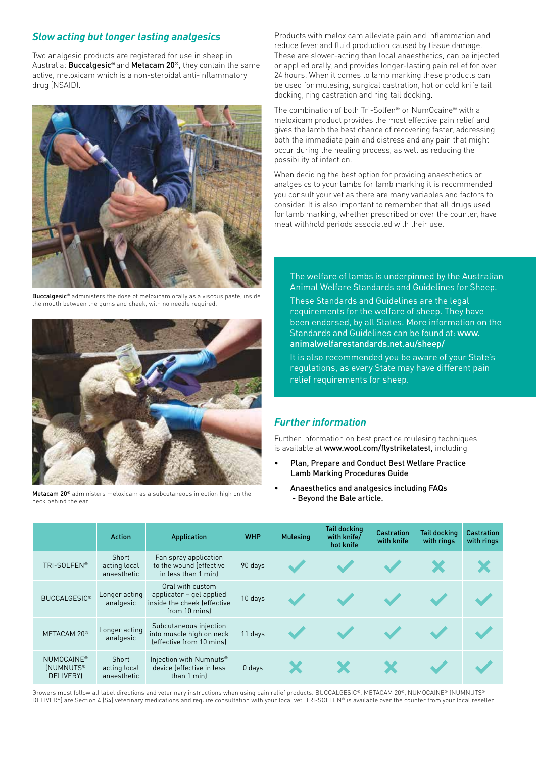## *Slow acting but longer lasting analgesics*

Two analgesic products are registered for use in sheep in Australia: **Buccalgesic®** and **Metacam 20®**, they contain the same active, meloxicam which is a non-steroidal anti-inflammatory drug (NSAID).

**Buccalgesic®** administers the dose of meloxicam orally as a viscous paste, inside the mouth between the gums and cheek, with no needle required.

**Metacam 20®** administers meloxicam as a subcutaneous injection high on the neck behind the ear.

Products with meloxicam alleviate pain and inflammation and reduce fever and fluid production caused by tissue damage. These are slower-acting than local anaesthetics, can be injected or applied orally, and provides longer-lasting pain relief for over 24 hours. When it comes to lamb marking these products can be used for mulesing, surgical castration, hot or cold knife tail docking, ring castration and ring tail docking.

The combination of both Tri-Solfen® or NumOcaine® with a meloxicam product provides the most effective pain relief and gives the lamb the best chance of recovering faster, addressing both the immediate pain and distress and any pain that might occur during the healing process, as well as reducing the possibility of infection.

When deciding the best option for providing anaesthetics or analgesics to your lambs for lamb marking it is recommended you consult your vet as there are many variables and factors to consider. It is also important to remember that all drugs used for lamb marking, whether prescribed or over the counter, have meat withhold periods associated with their use.

The welfare of lambs is underpinned by the Australian Animal Welfare Standards and Guidelines for Sheep.

These Standards and Guidelines are the legal requirements for the welfare of sheep. They have been endorsed, by all States. More information on the Standards and Guidelines can be found at: **www.animalwelfarestandards.net.au/sheep/**

It is also recommended you be aware of your State's regulations, as every State may have different pain relief requirements for sheep.

## *Further information*

Further information on best practice mulesing techniques is available at **www.wool.com/flystrikelatest,** including

- **Plan, Prepare and Conduct Best Welfare Practice Lamb Marking Procedures Guide**
- **Anaesthetics and analgesics including FAQs - Beyond the Bale article.**

| | Action | Application | WHP | Mulesing | Tail docking with knife/ hot knife | Castration with knife | Tail docking with rings | Castration with rings |
|---|---|---|---|---|---|---|---|---|
| TRI-SOLFEN® | Short acting local anaesthetic | Fan spray application to the wound (effective in less than 1 min) | 90 days | ✓ | ✓ | ✓ | ✗ | ✗ |
| BUCCALGESIC® | Longer acting analgesic | Oral with custom applicator – gel applied inside the cheek (effective from 10 mins) | 10 days | ✓ | ✓ | ✓ | ✓ | ✓ |
| METACAM 20® | Longer acting analgesic | Subcutaneous injection into muscle high on neck (effective from 10 mins) | 11 days | ✓ | ✓ | ✓ | ✓ | ✓ |
| NUMOCAINE® (NUMNUTS® DELIVERY) | Short acting local anaesthetic | Injection with Numnuts® device (effective in less than 1 min) | 0 days | ✗ | ✗ | ✗ | ✓ | ✓ |

Growers must follow all label directions and veterinary instructions when using pain relief products. BUCCALGESIC®, METACAM 20®, NUMOCAINE® (NUMNUTS® DELIVERY) are Section 4 (S4) veterinary medications and require consultation with your local vet. TRI-SOLFEN® is available over the counter from your local reseller.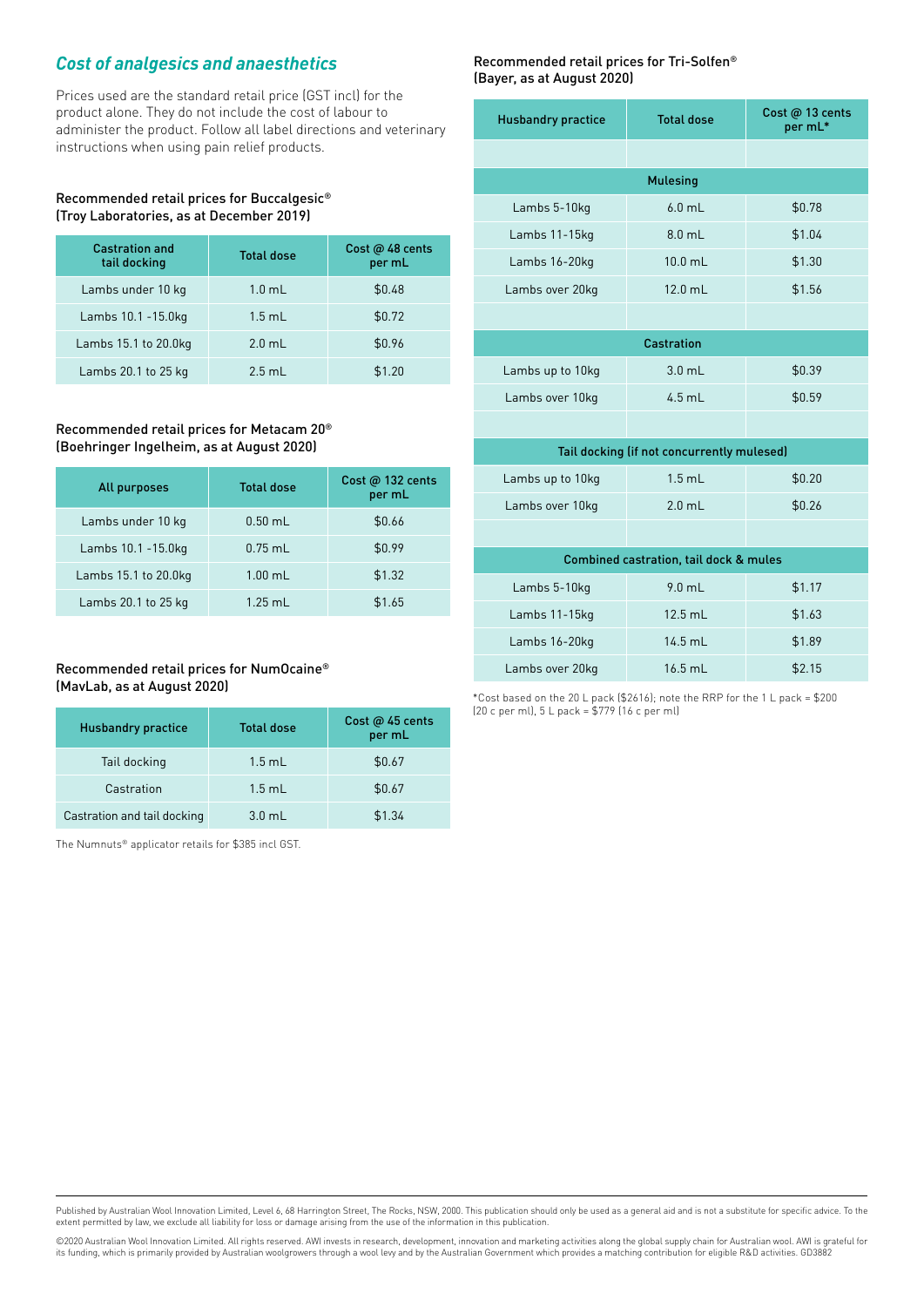## *Cost of analgesics and anaesthetics*

Prices used are the standard retail price (GST incl) for the product alone. They do not include the cost of labour to administer the product. Follow all label directions and veterinary instructions when using pain relief products.

Recommended retail prices for Buccalgesic®
(Troy Laboratories, as at December 2019)

| Castration and tail docking | Total dose | Cost @ 48 cents per mL |
|---|---|---|
| Lambs under 10 kg | 1.0 mL | $0.48 |
| Lambs 10.1 -15.0kg | 1.5 mL | $0.72 |
| Lambs 15.1 to 20.0kg | 2.0 mL | $0.96 |
| Lambs 20.1 to 25 kg | 2.5 mL | $1.20 |

Recommended retail prices for Metacam 20®
(Boehringer Ingelheim, as at August 2020)

| All purposes | Total dose | Cost @ 132 cents per mL |
|---|---|---|
| Lambs under 10 kg | 0.50 mL | $0.66 |
| Lambs 10.1 -15.0kg | 0.75 mL | $0.99 |
| Lambs 15.1 to 20.0kg | 1.00 mL | $1.32 |
| Lambs 20.1 to 25 kg | 1.25 mL | $1.65 |

Recommended retail prices for NumOcaine®
(MavLab, as at August 2020)

| Husbandry practice | Total dose | Cost @ 45 cents per mL |
|---|---|---|
| Tail docking | 1.5 mL | $0.67 |
| Castration | 1.5 mL | $0.67 |
| Castration and tail docking | 3.0 mL | $1.34 |

The Numnuts® applicator retails for $385 incl GST.

Recommended retail prices for Tri-Solfen®
(Bayer, as at August 2020)

| Husbandry practice | Total dose | Cost @ 13 cents per mL* |
|---|---|---|
| **Mulesing** | | |
| Lambs 5-10kg | 6.0 mL | $0.78 |
| Lambs 11-15kg | 8.0 mL | $1.04 |
| Lambs 16-20kg | 10.0 mL | $1.30 |
| Lambs over 20kg | 12.0 mL | $1.56 |
| **Castration** | | |
| Lambs up to 10kg | 3.0 mL | $0.39 |
| Lambs over 10kg | 4.5 mL | $0.59 |
| **Tail docking (if not concurrently mulesed)** | | |
| Lambs up to 10kg | 1.5 mL | $0.20 |
| Lambs over 10kg | 2.0 mL | $0.26 |
| **Combined castration, tail dock & mules** | | |
| Lambs 5-10kg | 9.0 mL | $1.17 |
| Lambs 11-15kg | 12.5 mL | $1.63 |
| Lambs 16-20kg | 14.5 mL | $1.89 |
| Lambs over 20kg | 16.5 mL | $2.15 |

*Cost based on the 20 L pack ($2616); note the RRP for the 1 L pack = $200 (20 c per ml), 5 L pack = $779 (16 c per ml)

Published by Australian Wool Innovation Limited, Level 6, 68 Harrington Street, The Rocks, NSW, 2000. This publication should only be used as a general aid and is not a substitute for specific advice. To the extent permitted by law, we exclude all liability for loss or damage arising from the use of the information in this publication.

©2020 Australian Wool Innovation Limited. All rights reserved. AWI invests in research, development, innovation and marketing activities along the global supply chain for Australian wool. AWI is grateful for its funding, which is primarily provided by Australian woolgrowers through a wool levy and by the Australian Government which provides a matching contribution for eligible R&D activities. GD3882